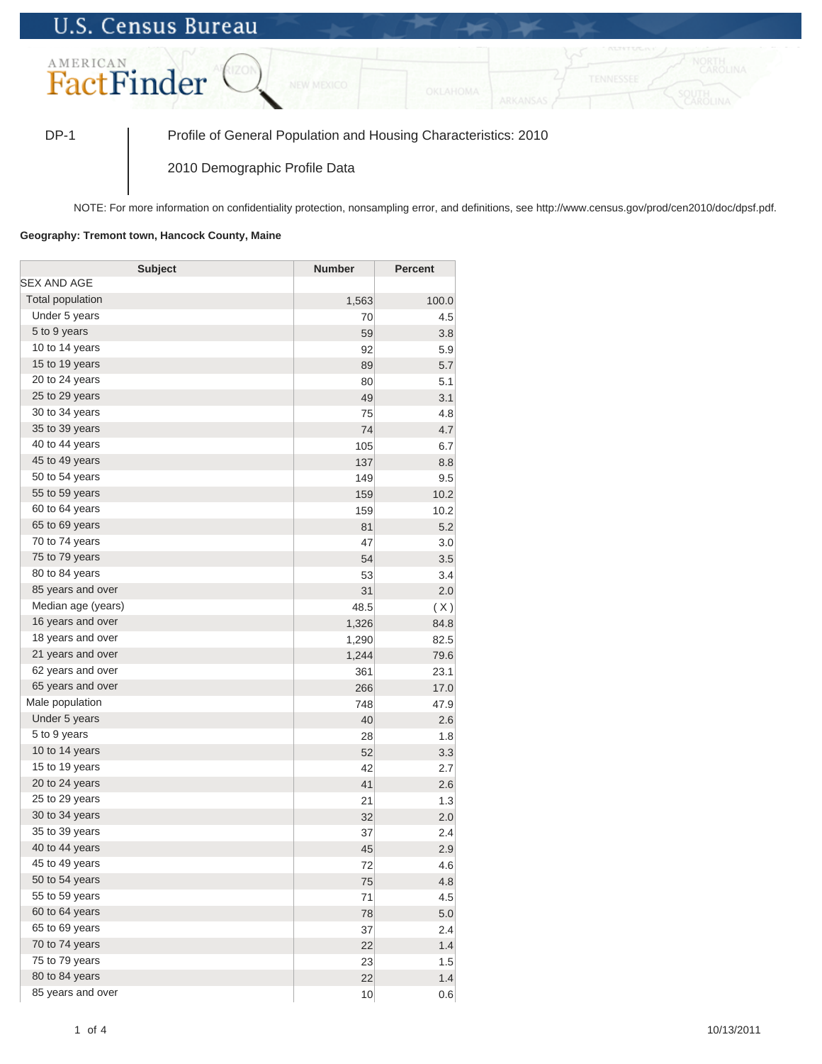U.S. Census Bureau

AMERICAN FactFinder

DP-1 | Profile of General Population and Housing Characteristics: 2010

2010 Demographic Profile Data

NOTE: For more information on confidentiality protection, nonsampling error, and definitions, see http://www.census.gov/prod/cen2010/doc/dpsf.pdf.

**Geography: Tremont town, Hancock County, Maine**

| Subject | Number | Percent |
|---|---|---|
| SEX AND AGE | | |
| Total population | 1,563 | 100.0 |
| Under 5 years | 70 | 4.5 |
| 5 to 9 years | 59 | 3.8 |
| 10 to 14 years | 92 | 5.9 |
| 15 to 19 years | 89 | 5.7 |
| 20 to 24 years | 80 | 5.1 |
| 25 to 29 years | 49 | 3.1 |
| 30 to 34 years | 75 | 4.8 |
| 35 to 39 years | 74 | 4.7 |
| 40 to 44 years | 105 | 6.7 |
| 45 to 49 years | 137 | 8.8 |
| 50 to 54 years | 149 | 9.5 |
| 55 to 59 years | 159 | 10.2 |
| 60 to 64 years | 159 | 10.2 |
| 65 to 69 years | 81 | 5.2 |
| 70 to 74 years | 47 | 3.0 |
| 75 to 79 years | 54 | 3.5 |
| 80 to 84 years | 53 | 3.4 |
| 85 years and over | 31 | 2.0 |
| Median age (years) | 48.5 | ( X ) |
| 16 years and over | 1,326 | 84.8 |
| 18 years and over | 1,290 | 82.5 |
| 21 years and over | 1,244 | 79.6 |
| 62 years and over | 361 | 23.1 |
| 65 years and over | 266 | 17.0 |
| Male population | 748 | 47.9 |
| Under 5 years | 40 | 2.6 |
| 5 to 9 years | 28 | 1.8 |
| 10 to 14 years | 52 | 3.3 |
| 15 to 19 years | 42 | 2.7 |
| 20 to 24 years | 41 | 2.6 |
| 25 to 29 years | 21 | 1.3 |
| 30 to 34 years | 32 | 2.0 |
| 35 to 39 years | 37 | 2.4 |
| 40 to 44 years | 45 | 2.9 |
| 45 to 49 years | 72 | 4.6 |
| 50 to 54 years | 75 | 4.8 |
| 55 to 59 years | 71 | 4.5 |
| 60 to 64 years | 78 | 5.0 |
| 65 to 69 years | 37 | 2.4 |
| 70 to 74 years | 22 | 1.4 |
| 75 to 79 years | 23 | 1.5 |
| 80 to 84 years | 22 | 1.4 |
| 85 years and over | 10 | 0.6 |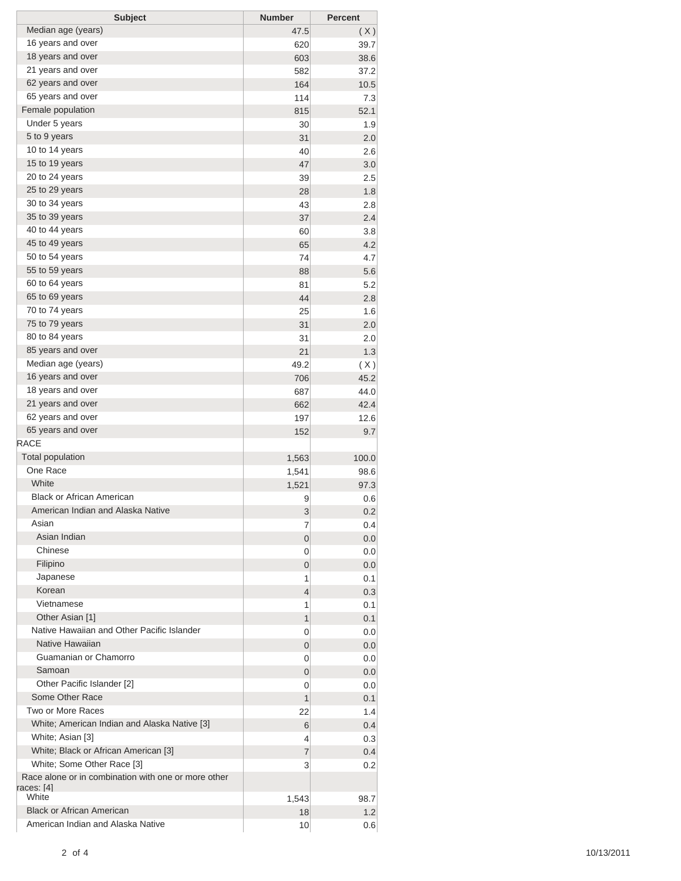| Subject | Number | Percent |
|---|---|---|
| Median age (years) | 47.5 | ( X ) |
| 16 years and over | 620 | 39.7 |
| 18 years and over | 603 | 38.6 |
| 21 years and over | 582 | 37.2 |
| 62 years and over | 164 | 10.5 |
| 65 years and over | 114 | 7.3 |
| Female population | 815 | 52.1 |
| Under 5 years | 30 | 1.9 |
| 5 to 9 years | 31 | 2.0 |
| 10 to 14 years | 40 | 2.6 |
| 15 to 19 years | 47 | 3.0 |
| 20 to 24 years | 39 | 2.5 |
| 25 to 29 years | 28 | 1.8 |
| 30 to 34 years | 43 | 2.8 |
| 35 to 39 years | 37 | 2.4 |
| 40 to 44 years | 60 | 3.8 |
| 45 to 49 years | 65 | 4.2 |
| 50 to 54 years | 74 | 4.7 |
| 55 to 59 years | 88 | 5.6 |
| 60 to 64 years | 81 | 5.2 |
| 65 to 69 years | 44 | 2.8 |
| 70 to 74 years | 25 | 1.6 |
| 75 to 79 years | 31 | 2.0 |
| 80 to 84 years | 31 | 2.0 |
| 85 years and over | 21 | 1.3 |
| Median age (years) | 49.2 | ( X ) |
| 16 years and over | 706 | 45.2 |
| 18 years and over | 687 | 44.0 |
| 21 years and over | 662 | 42.4 |
| 62 years and over | 197 | 12.6 |
| 65 years and over | 152 | 9.7 |
| RACE | | |
| Total population | 1,563 | 100.0 |
| One Race | 1,541 | 98.6 |
| White | 1,521 | 97.3 |
| Black or African American | 9 | 0.6 |
| American Indian and Alaska Native | 3 | 0.2 |
| Asian | 7 | 0.4 |
| Asian Indian | 0 | 0.0 |
| Chinese | 0 | 0.0 |
| Filipino | 0 | 0.0 |
| Japanese | 1 | 0.1 |
| Korean | 4 | 0.3 |
| Vietnamese | 1 | 0.1 |
| Other Asian [1] | 1 | 0.1 |
| Native Hawaiian and Other Pacific Islander | 0 | 0.0 |
| Native Hawaiian | 0 | 0.0 |
| Guamanian or Chamorro | 0 | 0.0 |
| Samoan | 0 | 0.0 |
| Other Pacific Islander [2] | 0 | 0.0 |
| Some Other Race | 1 | 0.1 |
| Two or More Races | 22 | 1.4 |
| White; American Indian and Alaska Native [3] | 6 | 0.4 |
| White; Asian [3] | 4 | 0.3 |
| White; Black or African American [3] | 7 | 0.4 |
| White; Some Other Race [3] | 3 | 0.2 |
| Race alone or in combination with one or more other races: [4] | | |
| White | 1,543 | 98.7 |
| Black or African American | 18 | 1.2 |
| American Indian and Alaska Native | 10 | 0.6 |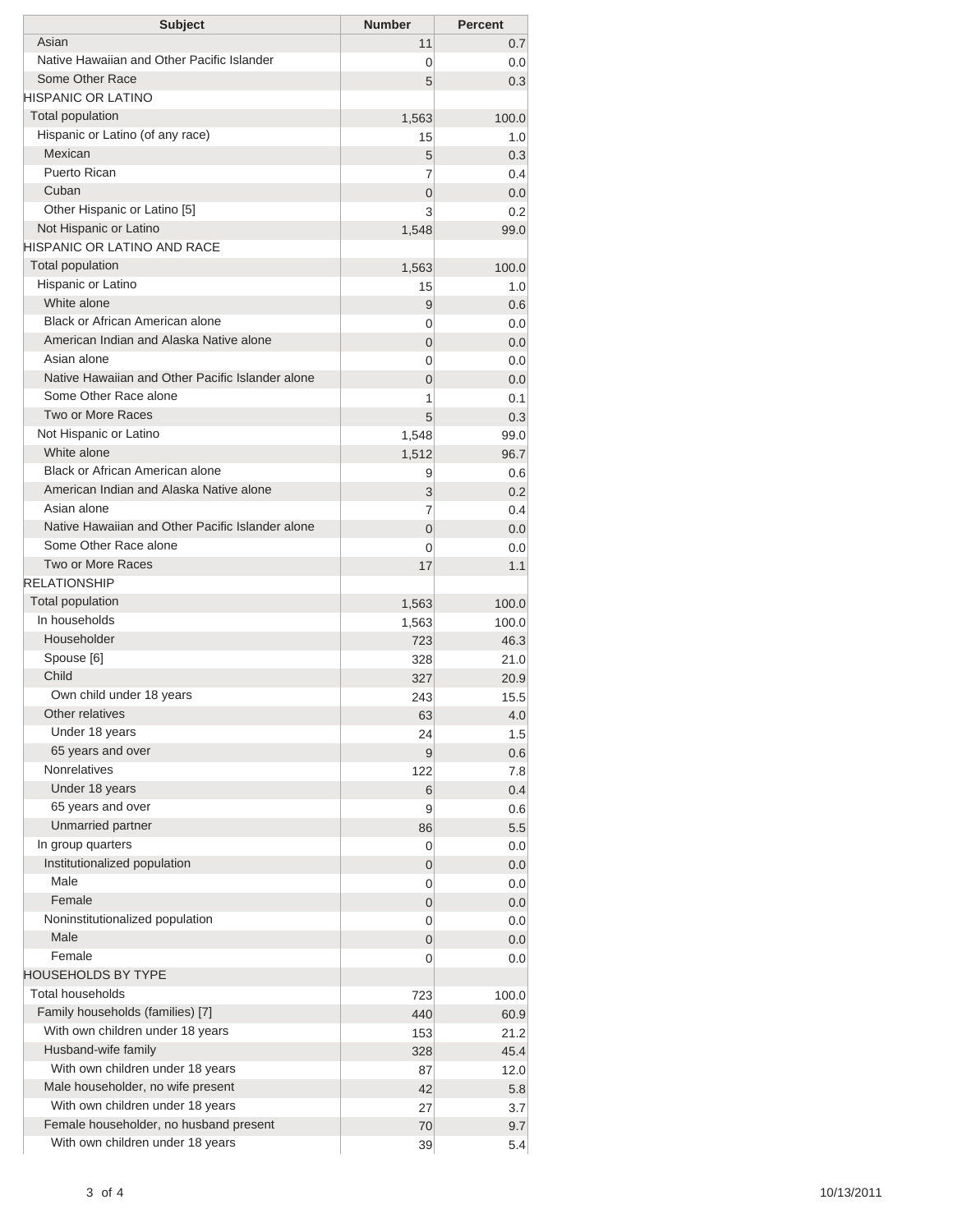| Subject | Number | Percent |
| --- | --- | --- |
| Asian | 11 | 0.7 |
| Native Hawaiian and Other Pacific Islander | 0 | 0.0 |
| Some Other Race | 5 | 0.3 |
| HISPANIC OR LATINO | | |
| Total population | 1,563 | 100.0 |
| Hispanic or Latino (of any race) | 15 | 1.0 |
| Mexican | 5 | 0.3 |
| Puerto Rican | 7 | 0.4 |
| Cuban | 0 | 0.0 |
| Other Hispanic or Latino [5] | 3 | 0.2 |
| Not Hispanic or Latino | 1,548 | 99.0 |
| HISPANIC OR LATINO AND RACE | | |
| Total population | 1,563 | 100.0 |
| Hispanic or Latino | 15 | 1.0 |
| White alone | 9 | 0.6 |
| Black or African American alone | 0 | 0.0 |
| American Indian and Alaska Native alone | 0 | 0.0 |
| Asian alone | 0 | 0.0 |
| Native Hawaiian and Other Pacific Islander alone | 0 | 0.0 |
| Some Other Race alone | 1 | 0.1 |
| Two or More Races | 5 | 0.3 |
| Not Hispanic or Latino | 1,548 | 99.0 |
| White alone | 1,512 | 96.7 |
| Black or African American alone | 9 | 0.6 |
| American Indian and Alaska Native alone | 3 | 0.2 |
| Asian alone | 7 | 0.4 |
| Native Hawaiian and Other Pacific Islander alone | 0 | 0.0 |
| Some Other Race alone | 0 | 0.0 |
| Two or More Races | 17 | 1.1 |
| RELATIONSHIP | | |
| Total population | 1,563 | 100.0 |
| In households | 1,563 | 100.0 |
| Householder | 723 | 46.3 |
| Spouse [6] | 328 | 21.0 |
| Child | 327 | 20.9 |
| Own child under 18 years | 243 | 15.5 |
| Other relatives | 63 | 4.0 |
| Under 18 years | 24 | 1.5 |
| 65 years and over | 9 | 0.6 |
| Nonrelatives | 122 | 7.8 |
| Under 18 years | 6 | 0.4 |
| 65 years and over | 9 | 0.6 |
| Unmarried partner | 86 | 5.5 |
| In group quarters | 0 | 0.0 |
| Institutionalized population | 0 | 0.0 |
| Male | 0 | 0.0 |
| Female | 0 | 0.0 |
| Noninstitutionalized population | 0 | 0.0 |
| Male | 0 | 0.0 |
| Female | 0 | 0.0 |
| HOUSEHOLDS BY TYPE | | |
| Total households | 723 | 100.0 |
| Family households (families) [7] | 440 | 60.9 |
| With own children under 18 years | 153 | 21.2 |
| Husband-wife family | 328 | 45.4 |
| With own children under 18 years | 87 | 12.0 |
| Male householder, no wife present | 42 | 5.8 |
| With own children under 18 years | 27 | 3.7 |
| Female householder, no husband present | 70 | 9.7 |
| With own children under 18 years | 39 | 5.4 |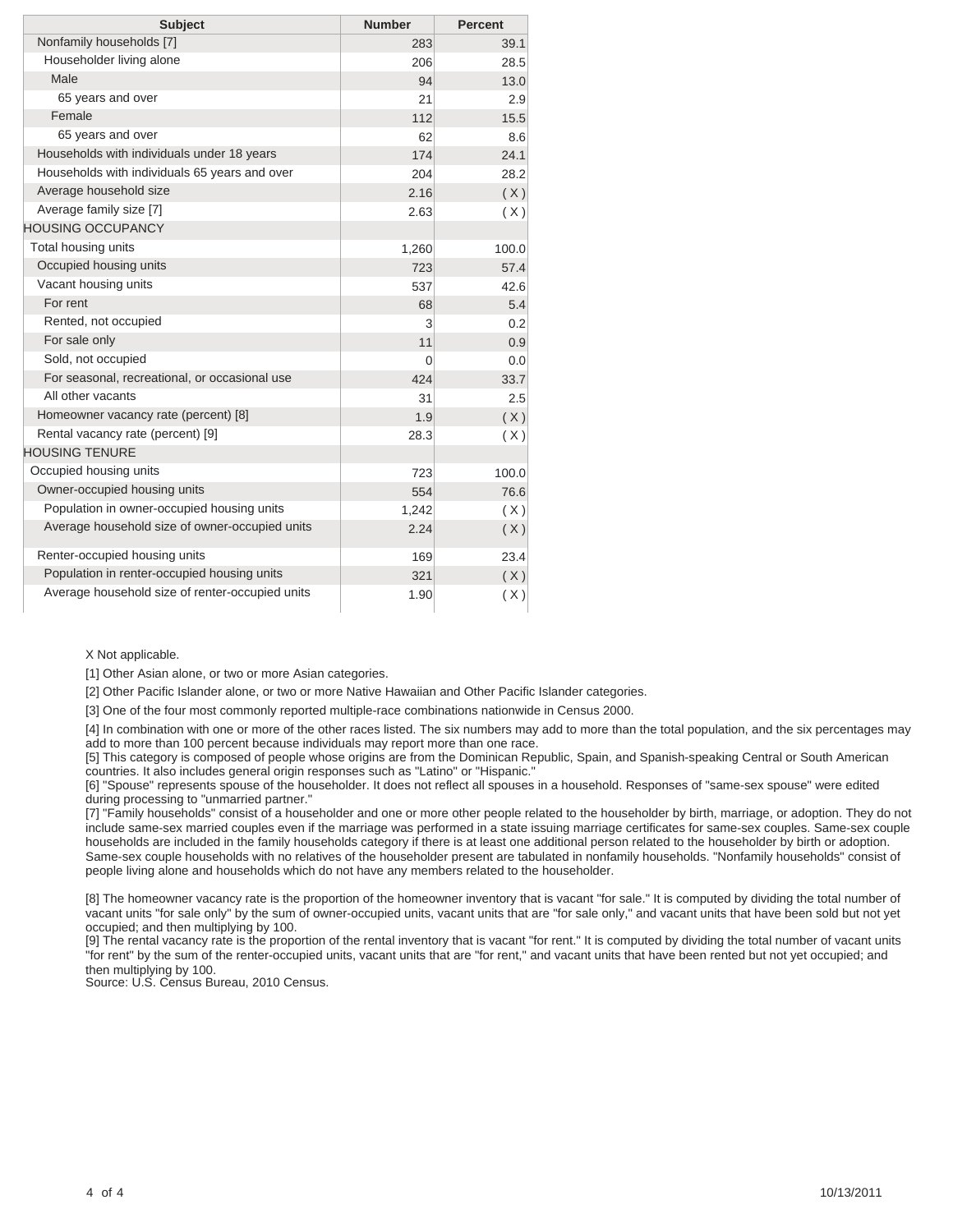| Subject | Number | Percent |
|---|---|---|
| Nonfamily households [7] | 283 | 39.1 |
| Householder living alone | 206 | 28.5 |
| Male | 94 | 13.0 |
| 65 years and over | 21 | 2.9 |
| Female | 112 | 15.5 |
| 65 years and over | 62 | 8.6 |
| Households with individuals under 18 years | 174 | 24.1 |
| Households with individuals 65 years and over | 204 | 28.2 |
| Average household size | 2.16 | ( X ) |
| Average family size [7] | 2.63 | ( X ) |
| HOUSING OCCUPANCY | | |
| Total housing units | 1,260 | 100.0 |
| Occupied housing units | 723 | 57.4 |
| Vacant housing units | 537 | 42.6 |
| For rent | 68 | 5.4 |
| Rented, not occupied | 3 | 0.2 |
| For sale only | 11 | 0.9 |
| Sold, not occupied | 0 | 0.0 |
| For seasonal, recreational, or occasional use | 424 | 33.7 |
| All other vacants | 31 | 2.5 |
| Homeowner vacancy rate (percent) [8] | 1.9 | ( X ) |
| Rental vacancy rate (percent) [9] | 28.3 | ( X ) |
| HOUSING TENURE | | |
| Occupied housing units | 723 | 100.0 |
| Owner-occupied housing units | 554 | 76.6 |
| Population in owner-occupied housing units | 1,242 | ( X ) |
| Average household size of owner-occupied units | 2.24 | ( X ) |
| Renter-occupied housing units | 169 | 23.4 |
| Population in renter-occupied housing units | 321 | ( X ) |
| Average household size of renter-occupied units | 1.90 | ( X ) |

X Not applicable.

[1] Other Asian alone, or two or more Asian categories.

[2] Other Pacific Islander alone, or two or more Native Hawaiian and Other Pacific Islander categories.

[3] One of the four most commonly reported multiple-race combinations nationwide in Census 2000.

[4] In combination with one or more of the other races listed. The six numbers may add to more than the total population, and the six percentages may add to more than 100 percent because individuals may report more than one race.

[5] This category is composed of people whose origins are from the Dominican Republic, Spain, and Spanish-speaking Central or South American countries. It also includes general origin responses such as "Latino" or "Hispanic."

[6] "Spouse" represents spouse of the householder. It does not reflect all spouses in a household. Responses of "same-sex spouse" were edited during processing to "unmarried partner."

[7] "Family households" consist of a householder and one or more other people related to the householder by birth, marriage, or adoption. They do not include same-sex married couples even if the marriage was performed in a state issuing marriage certificates for same-sex couples. Same-sex couple households are included in the family households category if there is at least one additional person related to the householder by birth or adoption. Same-sex couple households with no relatives of the householder present are tabulated in nonfamily households. "Nonfamily households" consist of people living alone and households which do not have any members related to the householder.

[8] The homeowner vacancy rate is the proportion of the homeowner inventory that is vacant "for sale." It is computed by dividing the total number of vacant units "for sale only" by the sum of owner-occupied units, vacant units that are "for sale only," and vacant units that have been sold but not yet occupied; and then multiplying by 100.

[9] The rental vacancy rate is the proportion of the rental inventory that is vacant "for rent." It is computed by dividing the total number of vacant units "for rent" by the sum of the renter-occupied units, vacant units that are "for rent," and vacant units that have been rented but not yet occupied; and then multiplying by 100.

Source: U.S. Census Bureau, 2010 Census.